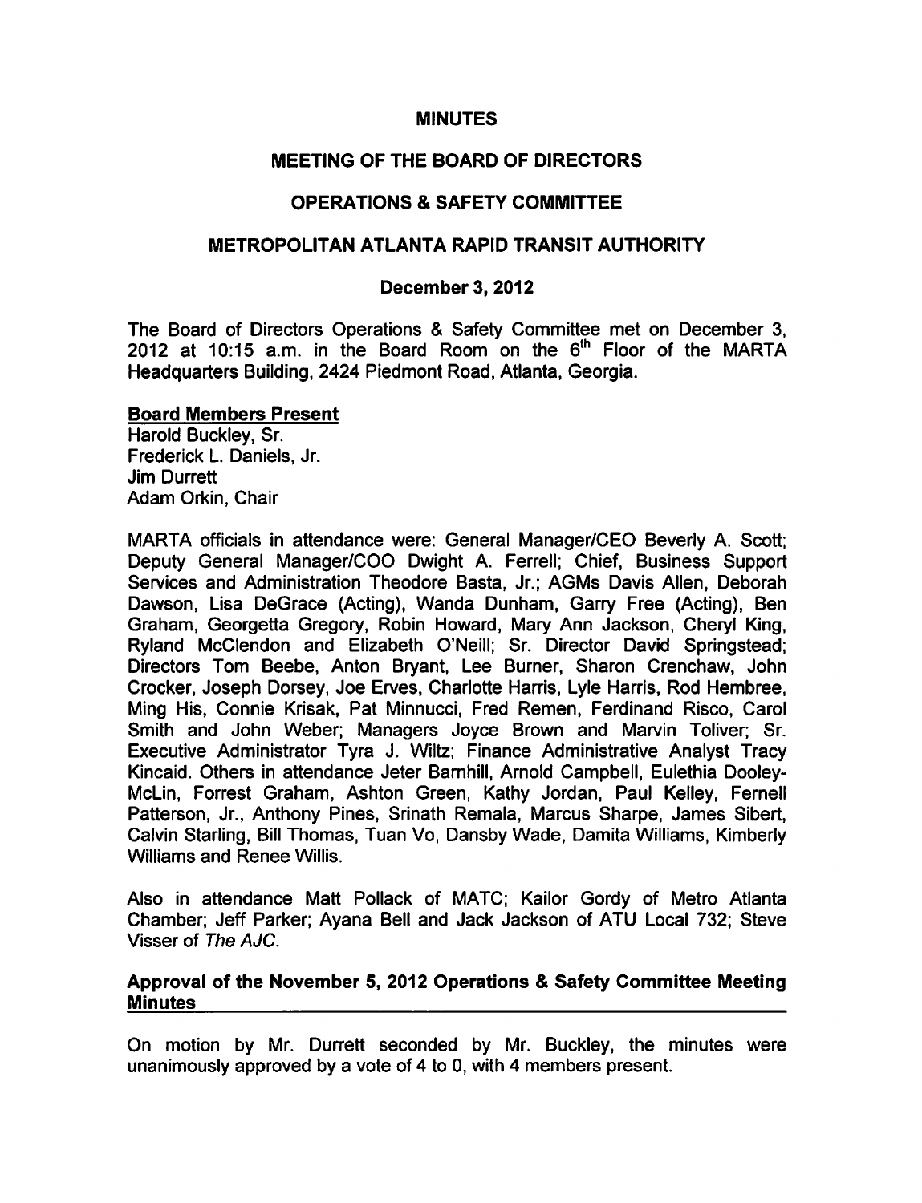# MINUTES

## MEETING OF THE BOARD OF DIRECTORS

## OPERATIONS & SAFETY COMMITTEE

## METROPOLITAN ATLANTA RAPID TRANSIT AUTHORITY

### December 3, 2012

The Board of Directors Operations & Safety Committee met on December 3, 2012 at 10:15 a.m. in the Board Room on the 6th Floor of the MARTA Headquarters Building, 2424 Piedmont Road, Atlanta, Georgia.

**Board Members Present**

Harold Buckley, Sr.
Frederick L. Daniels, Jr.
Jim Durrett
Adam Orkin, Chair

MARTA officials in attendance were: General Manager/CEO Beverly A. Scott; Deputy General Manager/COO Dwight A. Ferrell; Chief, Business Support Services and Administration Theodore Basta, Jr.; AGMs Davis Allen, Deborah Dawson, Lisa DeGrace (Acting), Wanda Dunham, Garry Free (Acting), Ben Graham, Georgetta Gregory, Robin Howard, Mary Ann Jackson, Cheryl King, Ryland McClendon and Elizabeth O'Neill; Sr. Director David Springstead; Directors Tom Beebe, Anton Bryant, Lee Burner, Sharon Crenchaw, John Crocker, Joseph Dorsey, Joe Erves, Charlotte Harris, Lyle Harris, Rod Hembree, Ming His, Connie Krisak, Pat Minnucci, Fred Remen, Ferdinand Risco, Carol Smith and John Weber; Managers Joyce Brown and Marvin Toliver; Sr. Executive Administrator Tyra J. Wiltz; Finance Administrative Analyst Tracy Kincaid. Others in attendance Jeter Barnhill, Arnold Campbell, Eulethia Dooley-McLin, Forrest Graham, Ashton Green, Kathy Jordan, Paul Kelley, Fernell Patterson, Jr., Anthony Pines, Srinath Remala, Marcus Sharpe, James Sibert, Calvin Starling, Bill Thomas, Tuan Vo, Dansby Wade, Damita Williams, Kimberly Williams and Renee Willis.

Also in attendance Matt Pollack of MATC; Kailor Gordy of Metro Atlanta Chamber; Jeff Parker; Ayana Bell and Jack Jackson of ATU Local 732; Steve Visser of *The AJC*.

**Approval of the November 5, 2012 Operations & Safety Committee Meeting Minutes**

On motion by Mr. Durrett seconded by Mr. Buckley, the minutes were unanimously approved by a vote of 4 to 0, with 4 members present.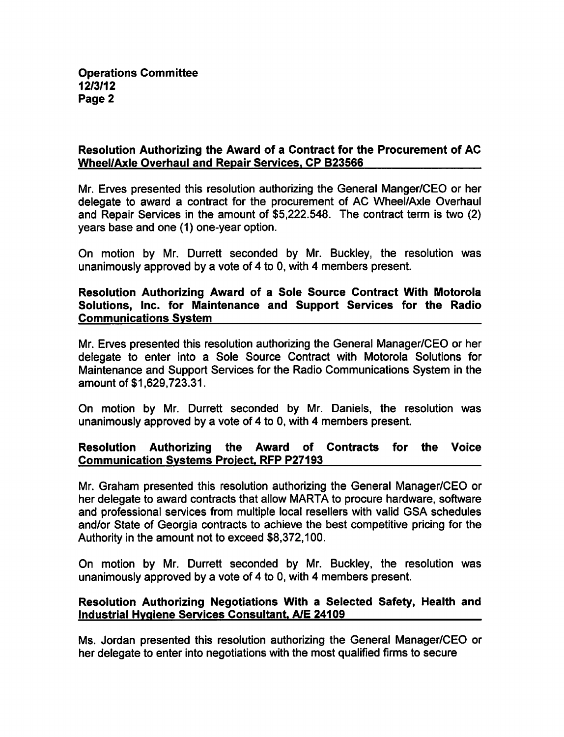**Operations Committee**
**12/3/12**
**Page 2**

**Resolution Authorizing the Award of a Contract for the Procurement of AC Wheel/Axle Overhaul and Repair Services, CP B23566**

Mr. Erves presented this resolution authorizing the General Manger/CEO or her delegate to award a contract for the procurement of AC Wheel/Axle Overhaul and Repair Services in the amount of $5,222.548. The contract term is two (2) years base and one (1) one-year option.

On motion by Mr. Durrett seconded by Mr. Buckley, the resolution was unanimously approved by a vote of 4 to 0, with 4 members present.

**Resolution Authorizing Award of a Sole Source Contract With Motorola Solutions, Inc. for Maintenance and Support Services for the Radio Communications System**

Mr. Erves presented this resolution authorizing the General Manager/CEO or her delegate to enter into a Sole Source Contract with Motorola Solutions for Maintenance and Support Services for the Radio Communications System in the amount of $1,629,723.31.

On motion by Mr. Durrett seconded by Mr. Daniels, the resolution was unanimously approved by a vote of 4 to 0, with 4 members present.

**Resolution Authorizing the Award of Contracts for the Voice Communication Systems Project, RFP P27193**

Mr. Graham presented this resolution authorizing the General Manager/CEO or her delegate to award contracts that allow MARTA to procure hardware, software and professional services from multiple local resellers with valid GSA schedules and/or State of Georgia contracts to achieve the best competitive pricing for the Authority in the amount not to exceed $8,372,100.

On motion by Mr. Durrett seconded by Mr. Buckley, the resolution was unanimously approved by a vote of 4 to 0, with 4 members present.

**Resolution Authorizing Negotiations With a Selected Safety, Health and Industrial Hygiene Services Consultant, A/E 24109**

Ms. Jordan presented this resolution authorizing the General Manager/CEO or her delegate to enter into negotiations with the most qualified firms to secure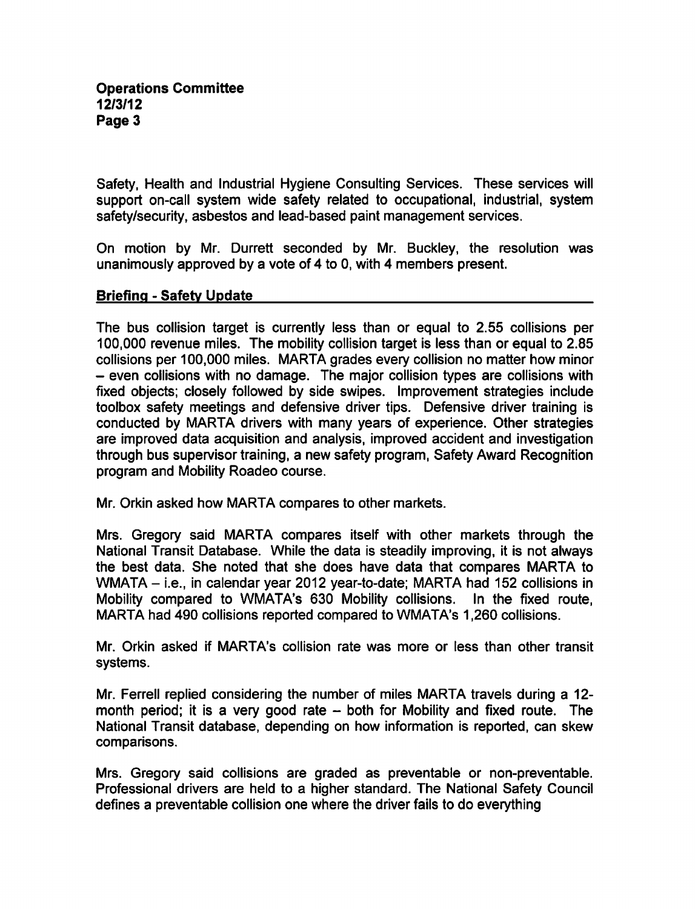Safety, Health and Industrial Hygiene Consulting Services. These services will support on-call system wide safety related to occupational, industrial, system safety/security, asbestos and lead-based paint management services.

On motion by Mr. Durrett seconded by Mr. Buckley, the resolution was unanimously approved by a vote of 4 to 0, with 4 members present.

**Briefing - Safety Update**

The bus collision target is currently less than or equal to 2.55 collisions per 100,000 revenue miles. The mobility collision target is less than or equal to 2.85 collisions per 100,000 miles. MARTA grades every collision no matter how minor – even collisions with no damage. The major collision types are collisions with fixed objects; closely followed by side swipes. Improvement strategies include toolbox safety meetings and defensive driver tips. Defensive driver training is conducted by MARTA drivers with many years of experience. Other strategies are improved data acquisition and analysis, improved accident and investigation through bus supervisor training, a new safety program, Safety Award Recognition program and Mobility Roadeo course.

Mr. Orkin asked how MARTA compares to other markets.

Mrs. Gregory said MARTA compares itself with other markets through the National Transit Database. While the data is steadily improving, it is not always the best data. She noted that she does have data that compares MARTA to WMATA – i.e., in calendar year 2012 year-to-date; MARTA had 152 collisions in Mobility compared to WMATA's 630 Mobility collisions. In the fixed route, MARTA had 490 collisions reported compared to WMATA's 1,260 collisions.

Mr. Orkin asked if MARTA's collision rate was more or less than other transit systems.

Mr. Ferrell replied considering the number of miles MARTA travels during a 12-month period; it is a very good rate – both for Mobility and fixed route. The National Transit database, depending on how information is reported, can skew comparisons.

Mrs. Gregory said collisions are graded as preventable or non-preventable. Professional drivers are held to a higher standard. The National Safety Council defines a preventable collision one where the driver fails to do everything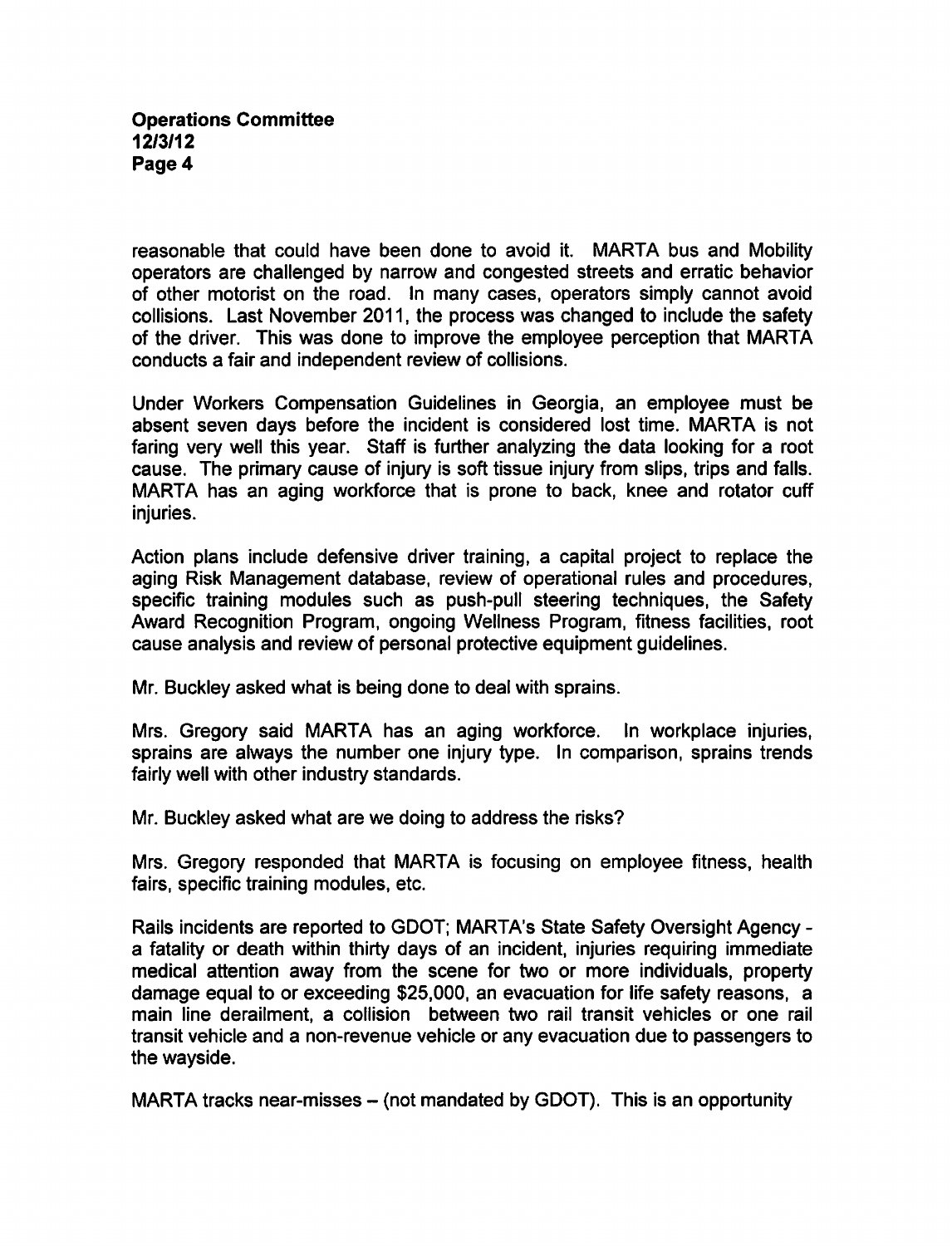reasonable that could have been done to avoid it. MARTA bus and Mobility operators are challenged by narrow and congested streets and erratic behavior of other motorist on the road. In many cases, operators simply cannot avoid collisions. Last November 2011, the process was changed to include the safety of the driver. This was done to improve the employee perception that MARTA conducts a fair and independent review of collisions.

Under Workers Compensation Guidelines in Georgia, an employee must be absent seven days before the incident is considered lost time. MARTA is not faring very well this year. Staff is further analyzing the data looking for a root cause. The primary cause of injury is soft tissue injury from slips, trips and falls. MARTA has an aging workforce that is prone to back, knee and rotator cuff injuries.

Action plans include defensive driver training, a capital project to replace the aging Risk Management database, review of operational rules and procedures, specific training modules such as push-pull steering techniques, the Safety Award Recognition Program, ongoing Wellness Program, fitness facilities, root cause analysis and review of personal protective equipment guidelines.

Mr. Buckley asked what is being done to deal with sprains.

Mrs. Gregory said MARTA has an aging workforce. In workplace injuries, sprains are always the number one injury type. In comparison, sprains trends fairly well with other industry standards.

Mr. Buckley asked what are we doing to address the risks?

Mrs. Gregory responded that MARTA is focusing on employee fitness, health fairs, specific training modules, etc.

Rails incidents are reported to GDOT; MARTA's State Safety Oversight Agency - a fatality or death within thirty days of an incident, injuries requiring immediate medical attention away from the scene for two or more individuals, property damage equal to or exceeding $25,000, an evacuation for life safety reasons, a main line derailment, a collision between two rail transit vehicles or one rail transit vehicle and a non-revenue vehicle or any evacuation due to passengers to the wayside.

MARTA tracks near-misses – (not mandated by GDOT). This is an opportunity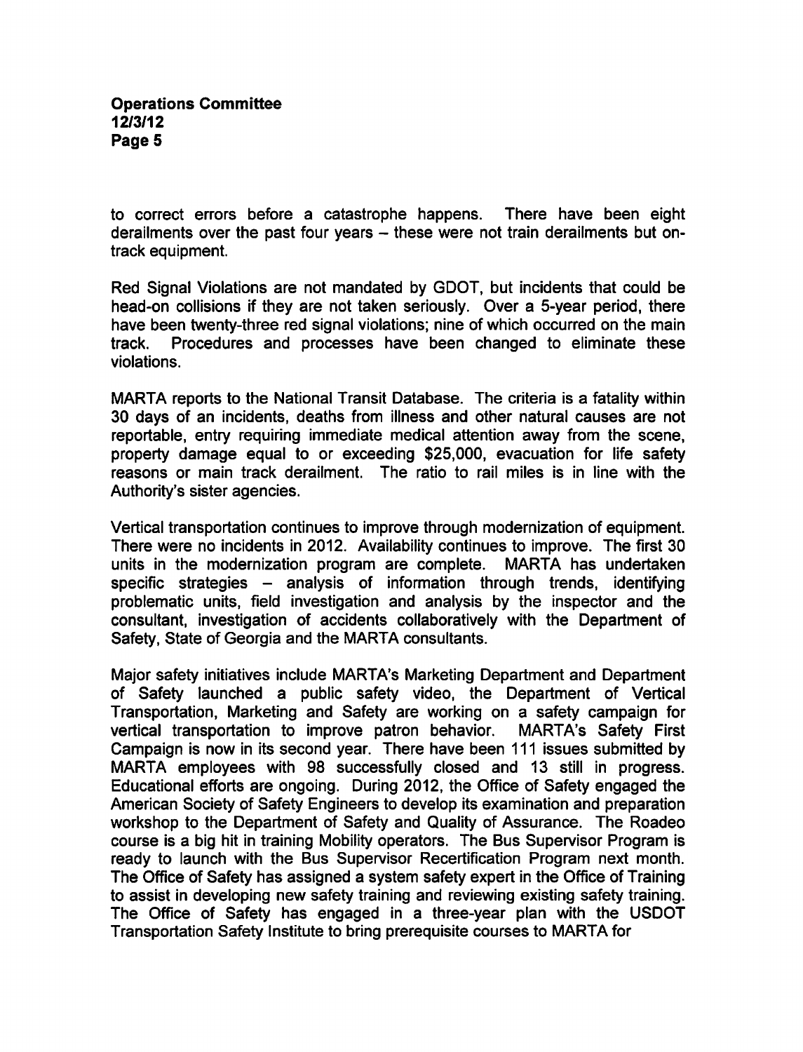to correct errors before a catastrophe happens. There have been eight derailments over the past four years – these were not train derailments but on-track equipment.

Red Signal Violations are not mandated by GDOT, but incidents that could be head-on collisions if they are not taken seriously. Over a 5-year period, there have been twenty-three red signal violations; nine of which occurred on the main track. Procedures and processes have been changed to eliminate these violations.

MARTA reports to the National Transit Database. The criteria is a fatality within 30 days of an incidents, deaths from illness and other natural causes are not reportable, entry requiring immediate medical attention away from the scene, property damage equal to or exceeding $25,000, evacuation for life safety reasons or main track derailment. The ratio to rail miles is in line with the Authority's sister agencies.

Vertical transportation continues to improve through modernization of equipment. There were no incidents in 2012. Availability continues to improve. The first 30 units in the modernization program are complete. MARTA has undertaken specific strategies – analysis of information through trends, identifying problematic units, field investigation and analysis by the inspector and the consultant, investigation of accidents collaboratively with the Department of Safety, State of Georgia and the MARTA consultants.

Major safety initiatives include MARTA's Marketing Department and Department of Safety launched a public safety video, the Department of Vertical Transportation, Marketing and Safety are working on a safety campaign for vertical transportation to improve patron behavior. MARTA's Safety First Campaign is now in its second year. There have been 111 issues submitted by MARTA employees with 98 successfully closed and 13 still in progress. Educational efforts are ongoing. During 2012, the Office of Safety engaged the American Society of Safety Engineers to develop its examination and preparation workshop to the Department of Safety and Quality of Assurance. The Roadeo course is a big hit in training Mobility operators. The Bus Supervisor Program is ready to launch with the Bus Supervisor Recertification Program next month. The Office of Safety has assigned a system safety expert in the Office of Training to assist in developing new safety training and reviewing existing safety training. The Office of Safety has engaged in a three-year plan with the USDOT Transportation Safety Institute to bring prerequisite courses to MARTA for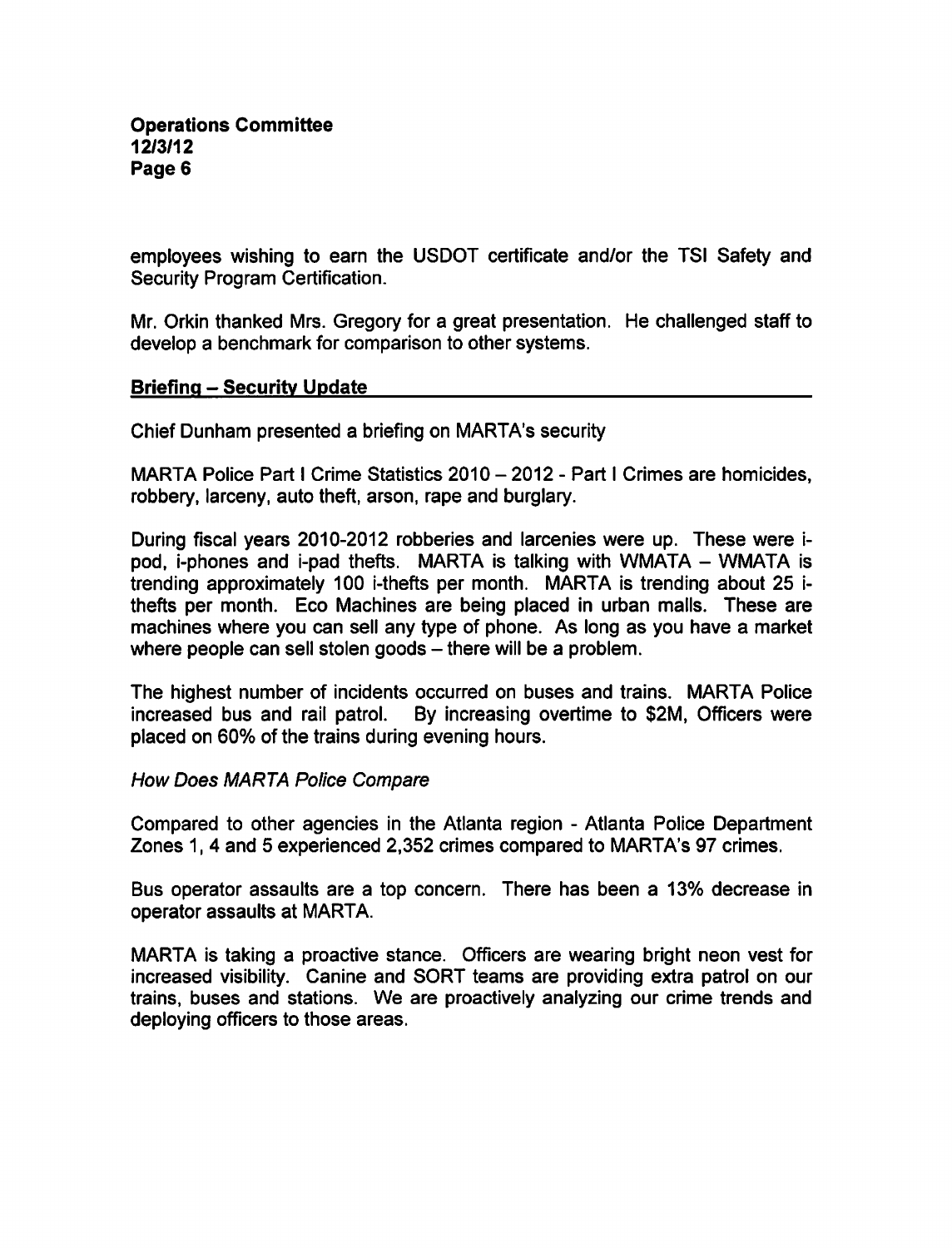employees wishing to earn the USDOT certificate and/or the TSI Safety and Security Program Certification.

Mr. Orkin thanked Mrs. Gregory for a great presentation. He challenged staff to develop a benchmark for comparison to other systems.

## Briefing – Security Update

Chief Dunham presented a briefing on MARTA's security

MARTA Police Part I Crime Statistics 2010 – 2012 - Part I Crimes are homicides, robbery, larceny, auto theft, arson, rape and burglary.

During fiscal years 2010-2012 robberies and larcenies were up. These were i-pod, i-phones and i-pad thefts. MARTA is talking with WMATA – WMATA is trending approximately 100 i-thefts per month. MARTA is trending about 25 i-thefts per month. Eco Machines are being placed in urban malls. These are machines where you can sell any type of phone. As long as you have a market where people can sell stolen goods – there will be a problem.

The highest number of incidents occurred on buses and trains. MARTA Police increased bus and rail patrol. By increasing overtime to $2M, Officers were placed on 60% of the trains during evening hours.

*How Does MARTA Police Compare*

Compared to other agencies in the Atlanta region - Atlanta Police Department Zones 1, 4 and 5 experienced 2,352 crimes compared to MARTA's 97 crimes.

Bus operator assaults are a top concern. There has been a 13% decrease in operator assaults at MARTA.

MARTA is taking a proactive stance. Officers are wearing bright neon vest for increased visibility. Canine and SORT teams are providing extra patrol on our trains, buses and stations. We are proactively analyzing our crime trends and deploying officers to those areas.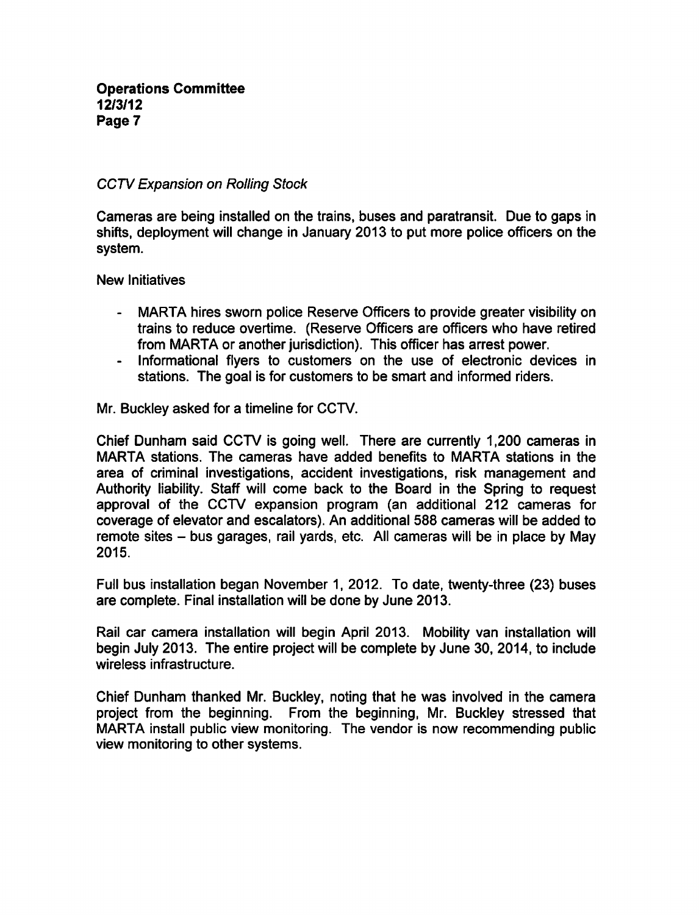*CCTV Expansion on Rolling Stock*

Cameras are being installed on the trains, buses and paratransit. Due to gaps in shifts, deployment will change in January 2013 to put more police officers on the system.

New Initiatives

- MARTA hires sworn police Reserve Officers to provide greater visibility on trains to reduce overtime. (Reserve Officers are officers who have retired from MARTA or another jurisdiction). This officer has arrest power.
- Informational flyers to customers on the use of electronic devices in stations. The goal is for customers to be smart and informed riders.

Mr. Buckley asked for a timeline for CCTV.

Chief Dunham said CCTV is going well. There are currently 1,200 cameras in MARTA stations. The cameras have added benefits to MARTA stations in the area of criminal investigations, accident investigations, risk management and Authority liability. Staff will come back to the Board in the Spring to request approval of the CCTV expansion program (an additional 212 cameras for coverage of elevator and escalators). An additional 588 cameras will be added to remote sites – bus garages, rail yards, etc. All cameras will be in place by May 2015.

Full bus installation began November 1, 2012. To date, twenty-three (23) buses are complete. Final installation will be done by June 2013.

Rail car camera installation will begin April 2013. Mobility van installation will begin July 2013. The entire project will be complete by June 30, 2014, to include wireless infrastructure.

Chief Dunham thanked Mr. Buckley, noting that he was involved in the camera project from the beginning. From the beginning, Mr. Buckley stressed that MARTA install public view monitoring. The vendor is now recommending public view monitoring to other systems.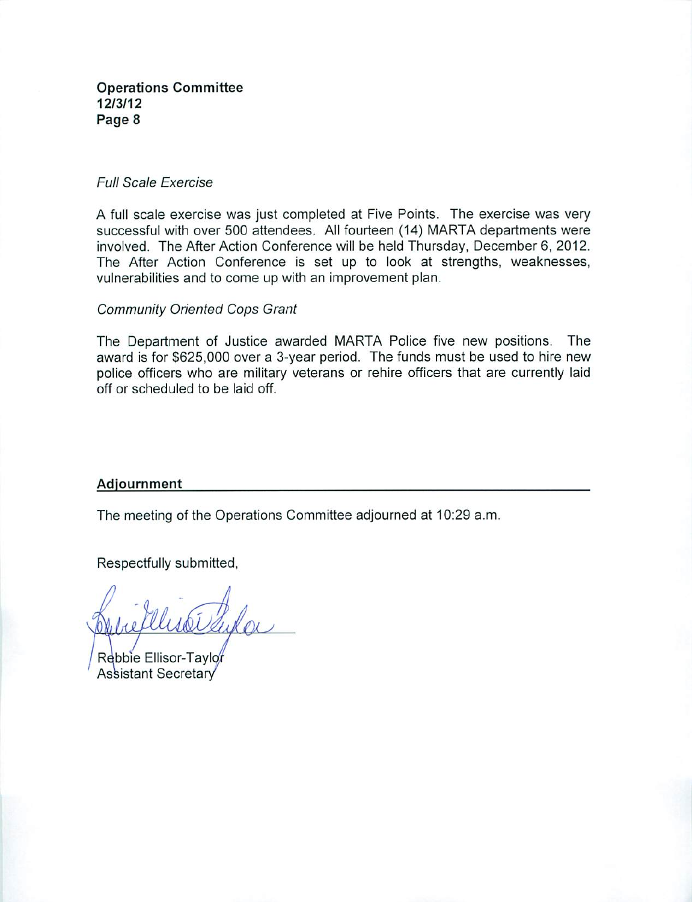*Full Scale Exercise*

A full scale exercise was just completed at Five Points. The exercise was very successful with over 500 attendees. All fourteen (14) MARTA departments were involved. The After Action Conference will be held Thursday, December 6, 2012. The After Action Conference is set up to look at strengths, weaknesses, vulnerabilities and to come up with an improvement plan.

*Community Oriented Cops Grant*

The Department of Justice awarded MARTA Police five new positions. The award is for $625,000 over a 3-year period. The funds must be used to hire new police officers who are military veterans or rehire officers that are currently laid off or scheduled to be laid off.

## Adjournment

The meeting of the Operations Committee adjourned at 10:29 a.m.

Respectfully submitted,

Rebbie Ellisor-Taylor
Assistant Secretary